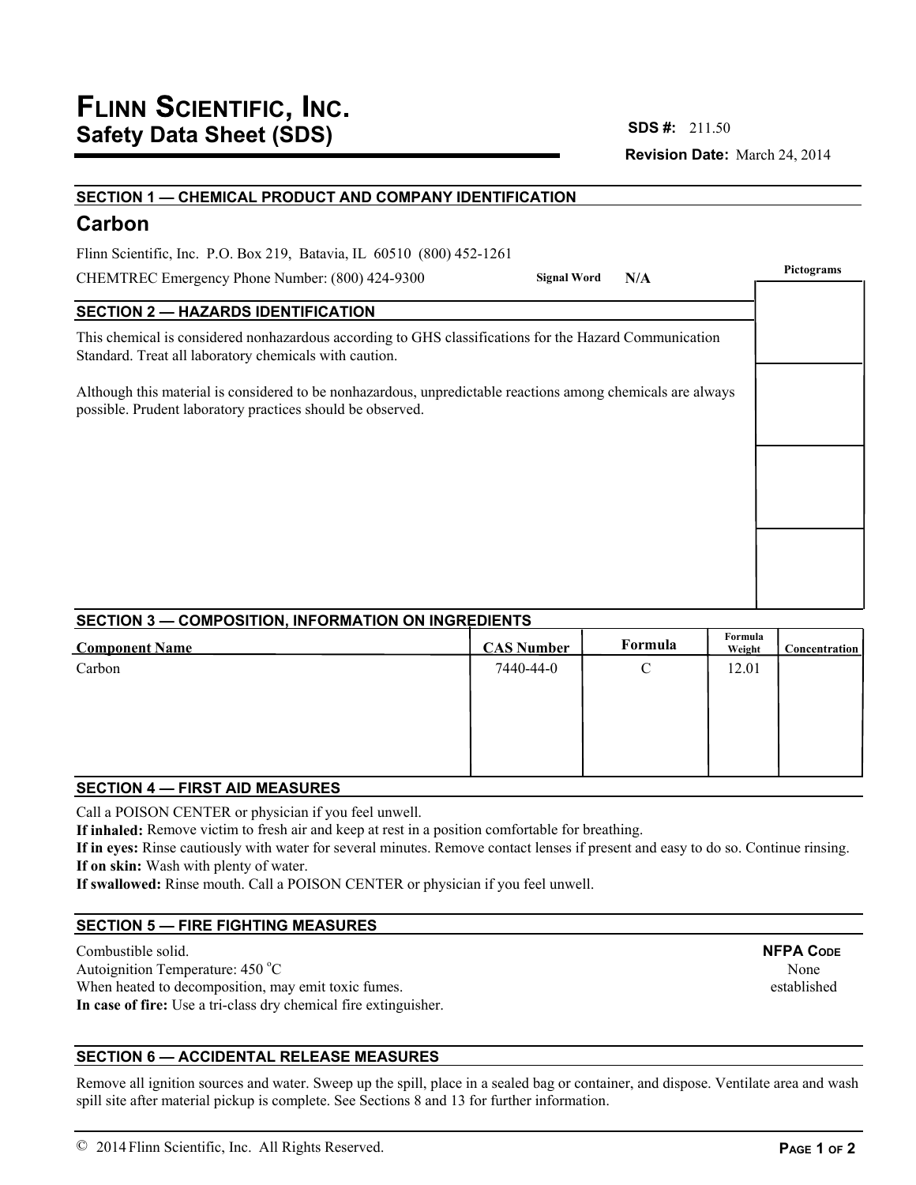# FLINN SCIENTIFIC, INC.
## Safety Data Sheet (SDS)

**SDS #:** 211.50

**Revision Date:** March 24, 2014

### SECTION 1 — CHEMICAL PRODUCT AND COMPANY IDENTIFICATION

## Carbon

Flinn Scientific, Inc. P.O. Box 219, Batavia, IL 60510 (800) 452-1261

CHEMTREC Emergency Phone Number: (800) 424-9300

**Signal Word** N/A

**Pictograms**

### SECTION 2 — HAZARDS IDENTIFICATION

This chemical is considered nonhazardous according to GHS classifications for the Hazard Communication Standard. Treat all laboratory chemicals with caution.

Although this material is considered to be nonhazardous, unpredictable reactions among chemicals are always possible. Prudent laboratory practices should be observed.

### SECTION 3 — COMPOSITION, INFORMATION ON INGREDIENTS

| Component Name | CAS Number | Formula | Formula Weight | Concentration |
|---|---|---|---|---|
| Carbon | 7440-44-0 | C | 12.01 | |

### SECTION 4 — FIRST AID MEASURES

Call a POISON CENTER or physician if you feel unwell.

**If inhaled:** Remove victim to fresh air and keep at rest in a position comfortable for breathing.

**If in eyes:** Rinse cautiously with water for several minutes. Remove contact lenses if present and easy to do so. Continue rinsing.

**If on skin:** Wash with plenty of water.

**If swallowed:** Rinse mouth. Call a POISON CENTER or physician if you feel unwell.

### SECTION 5 — FIRE FIGHTING MEASURES

Combustible solid.

Autoignition Temperature: 450 °C

When heated to decomposition, may emit toxic fumes.

**In case of fire:** Use a tri-class dry chemical fire extinguisher.

**NFPA CODE**
None established

### SECTION 6 — ACCIDENTAL RELEASE MEASURES

Remove all ignition sources and water. Sweep up the spill, place in a sealed bag or container, and dispose. Ventilate area and wash spill site after material pickup is complete. See Sections 8 and 13 for further information.

© 2014 Flinn Scientific, Inc. All Rights Reserved.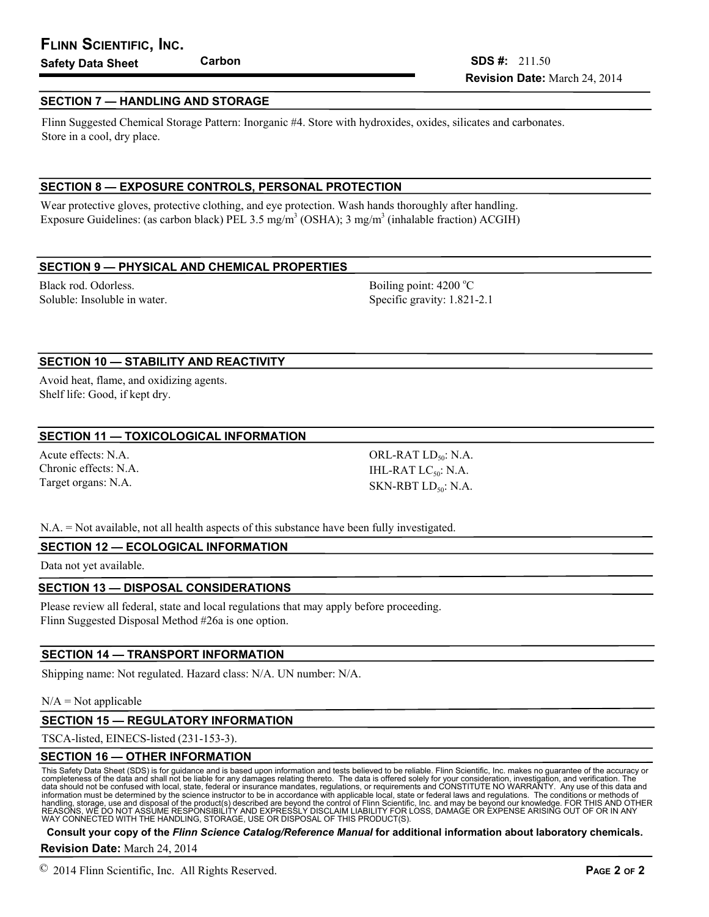## SECTION 7 — HANDLING AND STORAGE

Flinn Suggested Chemical Storage Pattern: Inorganic #4. Store with hydroxides, oxides, silicates and carbonates. Store in a cool, dry place.

## SECTION 8 — EXPOSURE CONTROLS, PERSONAL PROTECTION

Wear protective gloves, protective clothing, and eye protection. Wash hands thoroughly after handling.
Exposure Guidelines: (as carbon black) PEL 3.5 mg/m$^3$ (OSHA); 3 mg/m$^3$ (inhalable fraction) ACGIH)

## SECTION 9 — PHYSICAL AND CHEMICAL PROPERTIES

Black rod. Odorless.
Soluble: Insoluble in water.

Boiling point: 4200 °C
Specific gravity: 1.821-2.1

## SECTION 10 — STABILITY AND REACTIVITY

Avoid heat, flame, and oxidizing agents.
Shelf life: Good, if kept dry.

## SECTION 11 — TOXICOLOGICAL INFORMATION

Acute effects: N.A.
Chronic effects: N.A.
Target organs: N.A.

ORL-RAT $LD_{50}$: N.A.
IHL-RAT $LC_{50}$: N.A.
SKN-RBT $LD_{50}$: N.A.

N.A. = Not available, not all health aspects of this substance have been fully investigated.

## SECTION 12 — ECOLOGICAL INFORMATION

Data not yet available.

## SECTION 13 — DISPOSAL CONSIDERATIONS

Please review all federal, state and local regulations that may apply before proceeding.
Flinn Suggested Disposal Method #26a is one option.

## SECTION 14 — TRANSPORT INFORMATION

Shipping name: Not regulated. Hazard class: N/A. UN number: N/A.

N/A = Not applicable

## SECTION 15 — REGULATORY INFORMATION

TSCA-listed, EINECS-listed (231-153-3).

## SECTION 16 — OTHER INFORMATION

This Safety Data Sheet (SDS) is for guidance and is based upon information and tests believed to be reliable. Flinn Scientific, Inc. makes no guarantee of the accuracy or completeness of the data and shall not be liable for any damages relating thereto. The data is offered solely for your consideration, investigation, and verification. The data should not be confused with local, state, federal or insurance mandates, regulations, or requirements and CONSTITUTE NO WARRANTY. Any use of this data and information must be determined by the science instructor to be in accordance with applicable local, state or federal laws and regulations. The conditions or methods of handling, storage, use and disposal of the product(s) described are beyond the control of Flinn Scientific, Inc. and may be beyond our knowledge. FOR THIS AND OTHER REASONS, WE DO NOT ASSUME RESPONSIBILITY AND EXPRESSLY DISCLAIM LIABILITY FOR LOSS, DAMAGE OR EXPENSE ARISING OUT OF OR IN ANY WAY CONNECTED WITH THE HANDLING, STORAGE, USE OR DISPOSAL OF THIS PRODUCT(S).

**Consult your copy of the *Flinn Science Catalog/Reference Manual* for additional information about laboratory chemicals.**

**Revision Date:** March 24, 2014

© 2014 Flinn Scientific, Inc. All Rights Reserved.